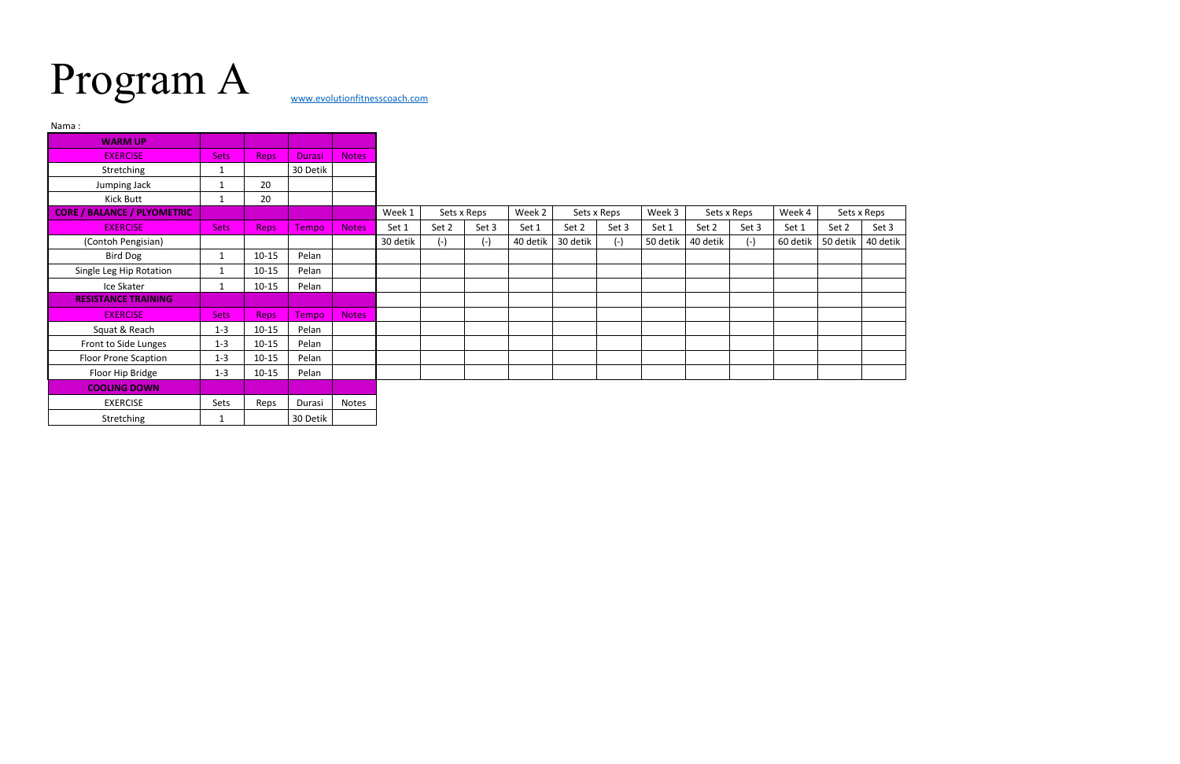# Program A

www.evolutionfitnesscoach.com

Nama :

| WARM UP | | | | |
|---|---|---|---|---|
| EXERCISE | Sets | Reps | Durasi | Notes |
| Stretching | 1 | | 30 Detik | |
| Jumping Jack | 1 | 20 | | |
| Kick Butt | 1 | 20 | | |

| CORE / BALANCE / PLYOMETRIC | | | | | Week 1 | Sets x Reps | | Week 2 | Sets x Reps | | Week 3 | Sets x Reps | | Week 4 | Sets x Reps | |
|---|---|---|---|---|---|---|---|---|---|---|---|---|---|---|---|---|
| EXERCISE | Sets | Reps | Tempo | Notes | Set 1 | Set 2 | Set 3 | Set 1 | Set 2 | Set 3 | Set 1 | Set 2 | Set 3 | Set 1 | Set 2 | Set 3 |
| (Contoh Pengisian) | | | | | 30 detik | (-) | (-) | 40 detik | 30 detik | (-) | 50 detik | 40 detik | (-) | 60 detik | 50 detik | 40 detik |
| Bird Dog | 1 | 10-15 | Pelan | | | | | | | | | | | | | |
| Single Leg Hip Rotation | 1 | 10-15 | Pelan | | | | | | | | | | | | | |
| Ice Skater | 1 | 10-15 | Pelan | | | | | | | | | | | | | |
| **RESISTANCE TRAINING** | | | | | | | | | | | | | | | | |
| EXERCISE | Sets | Reps | Tempo | Notes | | | | | | | | | | | | |
| Squat & Reach | 1-3 | 10-15 | Pelan | | | | | | | | | | | | | |
| Front to Side Lunges | 1-3 | 10-15 | Pelan | | | | | | | | | | | | | |
| Floor Prone Scaption | 1-3 | 10-15 | Pelan | | | | | | | | | | | | | |
| Floor Hip Bridge | 1-3 | 10-15 | Pelan | | | | | | | | | | | | | |

| COOLING DOWN | | | | |
|---|---|---|---|---|
| EXERCISE | Sets | Reps | Durasi | Notes |
| Stretching | 1 | | 30 Detik | |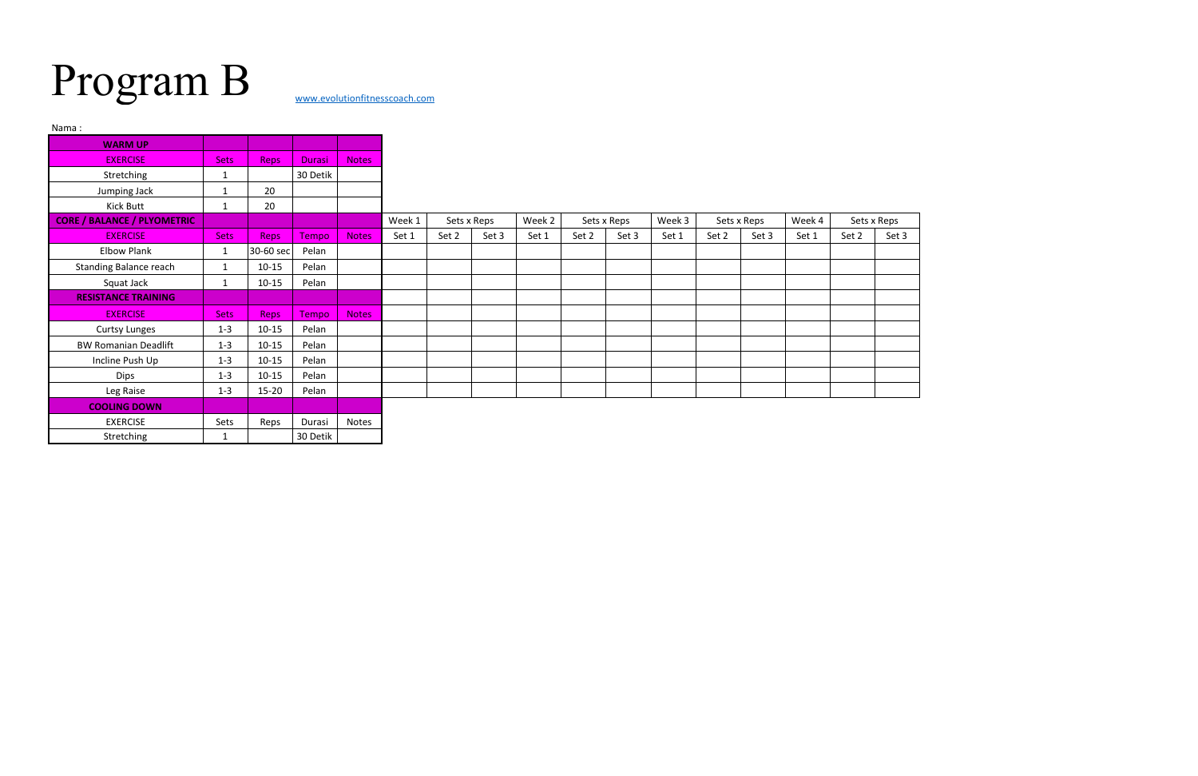# Program B

www.evolutionfitnesscoach.com

Nama :

| WARM UP | | | | |
|---|---|---|---|---|
| EXERCISE | Sets | Reps | Durasi | Notes |
| Stretching | 1 | | 30 Detik | |
| Jumping Jack | 1 | 20 | | |
| Kick Butt | 1 | 20 | | |

| CORE / BALANCE / PLYOMETRIC | | | | | Week 1 | Sets x Reps | | Week 2 | Sets x Reps | | Week 3 | Sets x Reps | | Week 4 | Sets x Reps | |
|---|---|---|---|---|---|---|---|---|---|---|---|---|---|---|---|---|
| EXERCISE | Sets | Reps | Tempo | Notes | Set 1 | Set 2 | Set 3 | Set 1 | Set 2 | Set 3 | Set 1 | Set 2 | Set 3 | Set 1 | Set 2 | Set 3 |
| Elbow Plank | 1 | 30-60 sec | Pelan | | | | | | | | | | | | | |
| Standing Balance reach | 1 | 10-15 | Pelan | | | | | | | | | | | | | |
| Squat Jack | 1 | 10-15 | Pelan | | | | | | | | | | | | | |
| **RESISTANCE TRAINING** | | | | | | | | | | | | | | | | |
| EXERCISE | Sets | Reps | Tempo | Notes | | | | | | | | | | | | |
| Curtsy Lunges | 1-3 | 10-15 | Pelan | | | | | | | | | | | | | |
| BW Romanian Deadlift | 1-3 | 10-15 | Pelan | | | | | | | | | | | | | |
| Incline Push Up | 1-3 | 10-15 | Pelan | | | | | | | | | | | | | |
| Dips | 1-3 | 10-15 | Pelan | | | | | | | | | | | | | |
| Leg Raise | 1-3 | 15-20 | Pelan | | | | | | | | | | | | | |

| COOLING DOWN | | | | |
|---|---|---|---|---|
| EXERCISE | Sets | Reps | Durasi | Notes |
| Stretching | 1 | | 30 Detik | |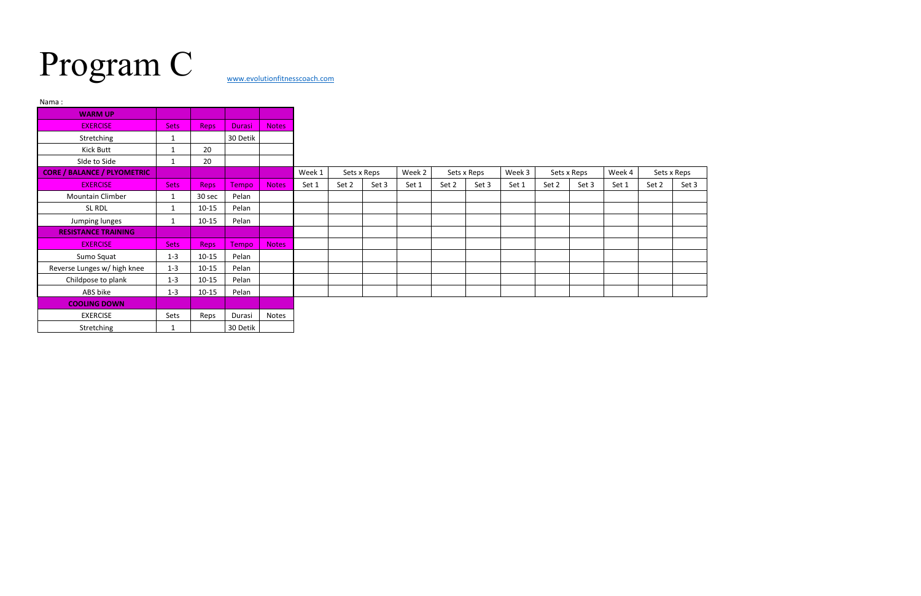# Program C

www.evolutionfitnesscoach.com

Nama :

| WARM UP | | | | |
|---|---|---|---|---|
| EXERCISE | Sets | Reps | Durasi | Notes |
| Stretching | 1 | | 30 Detik | |
| Kick Butt | 1 | 20 | | |
| SIde to Side | 1 | 20 | | |

| CORE / BALANCE / PLYOMETRIC | | | | | Week 1 | Sets x Reps | | Week 2 | Sets x Reps | | Week 3 | Sets x Reps | | Week 4 | Sets x Reps | |
|---|---|---|---|---|---|---|---|---|---|---|---|---|---|---|---|---|
| EXERCISE | Sets | Reps | Tempo | Notes | Set 1 | Set 2 | Set 3 | Set 1 | Set 2 | Set 3 | Set 1 | Set 2 | Set 3 | Set 1 | Set 2 | Set 3 |
| Mountain Climber | 1 | 30 sec | Pelan | | | | | | | | | | | | | |
| SL RDL | 1 | 10-15 | Pelan | | | | | | | | | | | | | |
| Jumping lunges | 1 | 10-15 | Pelan | | | | | | | | | | | | | |
| RESISTANCE TRAINING | | | | | | | | | | | | | | | | |
| EXERCISE | Sets | Reps | Tempo | Notes | | | | | | | | | | | | |
| Sumo Squat | 1-3 | 10-15 | Pelan | | | | | | | | | | | | | |
| Reverse Lunges w/ high knee | 1-3 | 10-15 | Pelan | | | | | | | | | | | | | |
| Childpose to plank | 1-3 | 10-15 | Pelan | | | | | | | | | | | | | |
| ABS bike | 1-3 | 10-15 | Pelan | | | | | | | | | | | | | |

| COOLING DOWN | | | | |
|---|---|---|---|---|
| EXERCISE | Sets | Reps | Durasi | Notes |
| Stretching | 1 | | 30 Detik | |